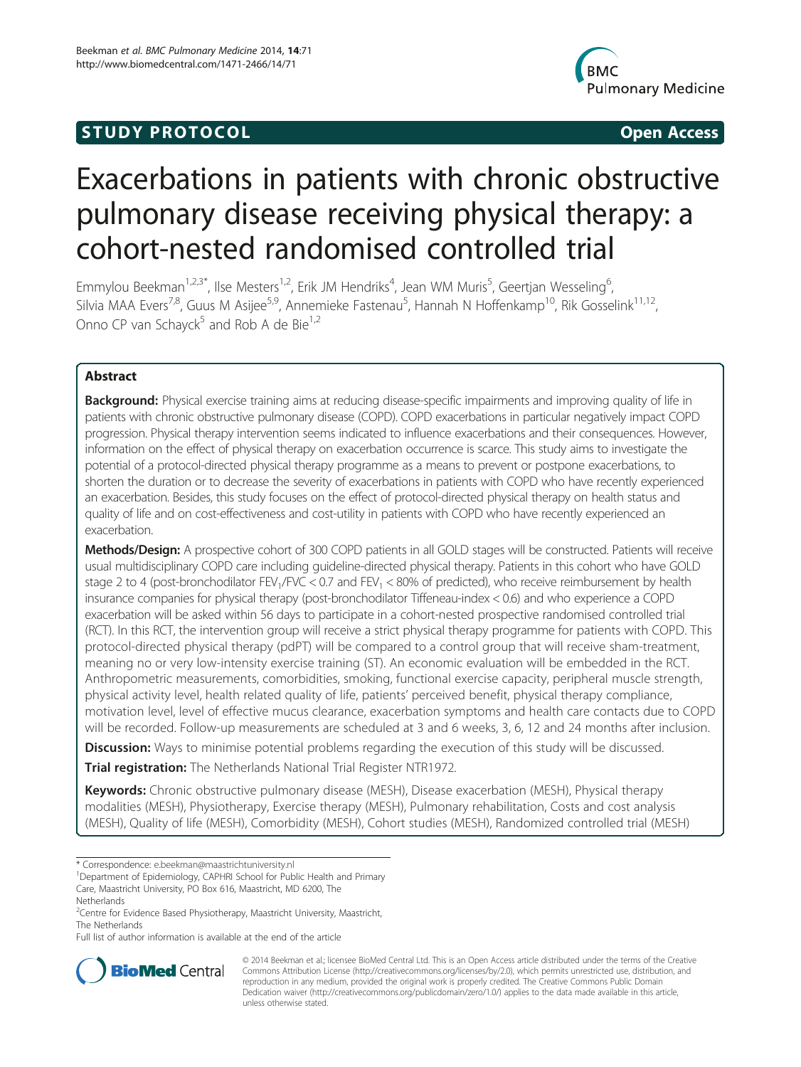STUDY PROTOCOL | Open Access

# Exacerbations in patients with chronic obstructive pulmonary disease receiving physical therapy: a cohort-nested randomised controlled trial

Emmylou Beekman[1,2,3*], Ilse Mesters[1,2], Erik JM Hendriks[4], Jean WM Muris[5], Geertjan Wesseling[6], Silvia MAA Evers[7,8], Guus M Asijee[5,9], Annemieke Fastenau[5], Hannah N Hoffenkamp[10], Rik Gosselink[11,12], Onno CP van Schayck[5] and Rob A de Bie[1,2]

## Abstract

**Background:** Physical exercise training aims at reducing disease-specific impairments and improving quality of life in patients with chronic obstructive pulmonary disease (COPD). COPD exacerbations in particular negatively impact COPD progression. Physical therapy intervention seems indicated to influence exacerbations and their consequences. However, information on the effect of physical therapy on exacerbation occurrence is scarce. This study aims to investigate the potential of a protocol-directed physical therapy programme as a means to prevent or postpone exacerbations, to shorten the duration or to decrease the severity of exacerbations in patients with COPD who have recently experienced an exacerbation. Besides, this study focuses on the effect of protocol-directed physical therapy on health status and quality of life and on cost-effectiveness and cost-utility in patients with COPD who have recently experienced an exacerbation.

**Methods/Design:** A prospective cohort of 300 COPD patients in all GOLD stages will be constructed. Patients will receive usual multidisciplinary COPD care including guideline-directed physical therapy. Patients in this cohort who have GOLD stage 2 to 4 (post-bronchodilator $FEV_1/FVC < 0.7$ and $FEV_1 < 80\%$ of predicted), who receive reimbursement by health insurance companies for physical therapy (post-bronchodilator Tiffeneau-index < 0.6) and who experience a COPD exacerbation will be asked within 56 days to participate in a cohort-nested prospective randomised controlled trial (RCT). In this RCT, the intervention group will receive a strict physical therapy programme for patients with COPD. This protocol-directed physical therapy (pdPT) will be compared to a control group that will receive sham-treatment, meaning no or very low-intensity exercise training (ST). An economic evaluation will be embedded in the RCT. Anthropometric measurements, comorbidities, smoking, functional exercise capacity, peripheral muscle strength, physical activity level, health related quality of life, patients' perceived benefit, physical therapy compliance, motivation level, level of effective mucus clearance, exacerbation symptoms and health care contacts due to COPD will be recorded. Follow-up measurements are scheduled at 3 and 6 weeks, 3, 6, 12 and 24 months after inclusion.

**Discussion:** Ways to minimise potential problems regarding the execution of this study will be discussed.

**Trial registration:** The Netherlands National Trial Register NTR1972.

**Keywords:** Chronic obstructive pulmonary disease (MESH), Disease exacerbation (MESH), Physical therapy modalities (MESH), Physiotherapy, Exercise therapy (MESH), Pulmonary rehabilitation, Costs and cost analysis (MESH), Quality of life (MESH), Comorbidity (MESH), Cohort studies (MESH), Randomized controlled trial (MESH)

\* Correspondence: e.beekman@maastrichtuniversity.nl

[1]Department of Epidemiology, CAPHRI School for Public Health and Primary Care, Maastricht University, PO Box 616, Maastricht, MD 6200, The Netherlands

[2]Centre for Evidence Based Physiotherapy, Maastricht University, Maastricht, The Netherlands

Full list of author information is available at the end of the article

© 2014 Beekman et al.; licensee BioMed Central Ltd. This is an Open Access article distributed under the terms of the Creative Commons Attribution License (http://creativecommons.org/licenses/by/2.0), which permits unrestricted use, distribution, and reproduction in any medium, provided the original work is properly credited. The Creative Commons Public Domain Dedication waiver (http://creativecommons.org/publicdomain/zero/1.0/) applies to the data made available in this article, unless otherwise stated.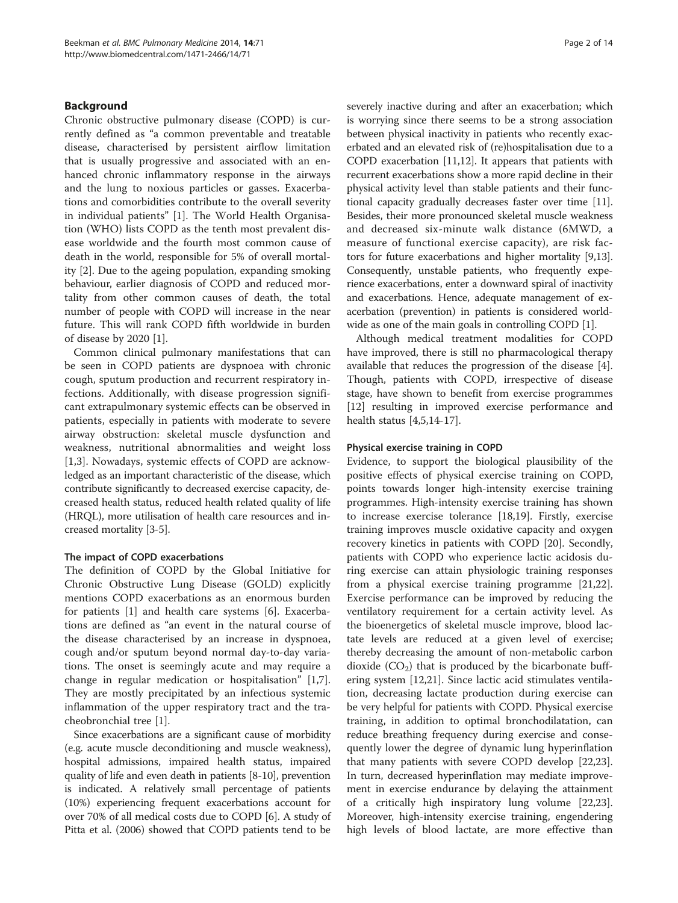## Background

Chronic obstructive pulmonary disease (COPD) is currently defined as "a common preventable and treatable disease, characterised by persistent airflow limitation that is usually progressive and associated with an enhanced chronic inflammatory response in the airways and the lung to noxious particles or gasses. Exacerbations and comorbidities contribute to the overall severity in individual patients" [1]. The World Health Organisation (WHO) lists COPD as the tenth most prevalent disease worldwide and the fourth most common cause of death in the world, responsible for 5% of overall mortality [2]. Due to the ageing population, expanding smoking behaviour, earlier diagnosis of COPD and reduced mortality from other common causes of death, the total number of people with COPD will increase in the near future. This will rank COPD fifth worldwide in burden of disease by 2020 [1].

Common clinical pulmonary manifestations that can be seen in COPD patients are dyspnoea with chronic cough, sputum production and recurrent respiratory infections. Additionally, with disease progression significant extrapulmonary systemic effects can be observed in patients, especially in patients with moderate to severe airway obstruction: skeletal muscle dysfunction and weakness, nutritional abnormalities and weight loss [1,3]. Nowadays, systemic effects of COPD are acknowledged as an important characteristic of the disease, which contribute significantly to decreased exercise capacity, decreased health status, reduced health related quality of life (HRQL), more utilisation of health care resources and increased mortality [3-5].

### The impact of COPD exacerbations

The definition of COPD by the Global Initiative for Chronic Obstructive Lung Disease (GOLD) explicitly mentions COPD exacerbations as an enormous burden for patients [1] and health care systems [6]. Exacerbations are defined as "an event in the natural course of the disease characterised by an increase in dyspnoea, cough and/or sputum beyond normal day-to-day variations. The onset is seemingly acute and may require a change in regular medication or hospitalisation" [1,7]. They are mostly precipitated by an infectious systemic inflammation of the upper respiratory tract and the tracheobronchial tree [1].

Since exacerbations are a significant cause of morbidity (e.g. acute muscle deconditioning and muscle weakness), hospital admissions, impaired health status, impaired quality of life and even death in patients [8-10], prevention is indicated. A relatively small percentage of patients (10%) experiencing frequent exacerbations account for over 70% of all medical costs due to COPD [6]. A study of Pitta et al. (2006) showed that COPD patients tend to be severely inactive during and after an exacerbation; which is worrying since there seems to be a strong association between physical inactivity in patients who recently exacerbated and an elevated risk of (re)hospitalisation due to a COPD exacerbation [11,12]. It appears that patients with recurrent exacerbations show a more rapid decline in their physical activity level than stable patients and their functional capacity gradually decreases faster over time [11]. Besides, their more pronounced skeletal muscle weakness and decreased six-minute walk distance (6MWD, a measure of functional exercise capacity), are risk factors for future exacerbations and higher mortality [9,13]. Consequently, unstable patients, who frequently experience exacerbations, enter a downward spiral of inactivity and exacerbations. Hence, adequate management of exacerbation (prevention) in patients is considered worldwide as one of the main goals in controlling COPD [1].

Although medical treatment modalities for COPD have improved, there is still no pharmacological therapy available that reduces the progression of the disease [4]. Though, patients with COPD, irrespective of disease stage, have shown to benefit from exercise programmes [12] resulting in improved exercise performance and health status [4,5,14-17].

### Physical exercise training in COPD

Evidence, to support the biological plausibility of the positive effects of physical exercise training on COPD, points towards longer high-intensity exercise training programmes. High-intensity exercise training has shown to increase exercise tolerance [18,19]. Firstly, exercise training improves muscle oxidative capacity and oxygen recovery kinetics in patients with COPD [20]. Secondly, patients with COPD who experience lactic acidosis during exercise can attain physiologic training responses from a physical exercise training programme [21,22]. Exercise performance can be improved by reducing the ventilatory requirement for a certain activity level. As the bioenergetics of skeletal muscle improve, blood lactate levels are reduced at a given level of exercise; thereby decreasing the amount of non-metabolic carbon dioxide ($CO_2$) that is produced by the bicarbonate buffering system [12,21]. Since lactic acid stimulates ventilation, decreasing lactate production during exercise can be very helpful for patients with COPD. Physical exercise training, in addition to optimal bronchodilatation, can reduce breathing frequency during exercise and consequently lower the degree of dynamic lung hyperinflation that many patients with severe COPD develop [22,23]. In turn, decreased hyperinflation may mediate improvement in exercise endurance by delaying the attainment of a critically high inspiratory lung volume [22,23]. Moreover, high-intensity exercise training, engendering high levels of blood lactate, are more effective than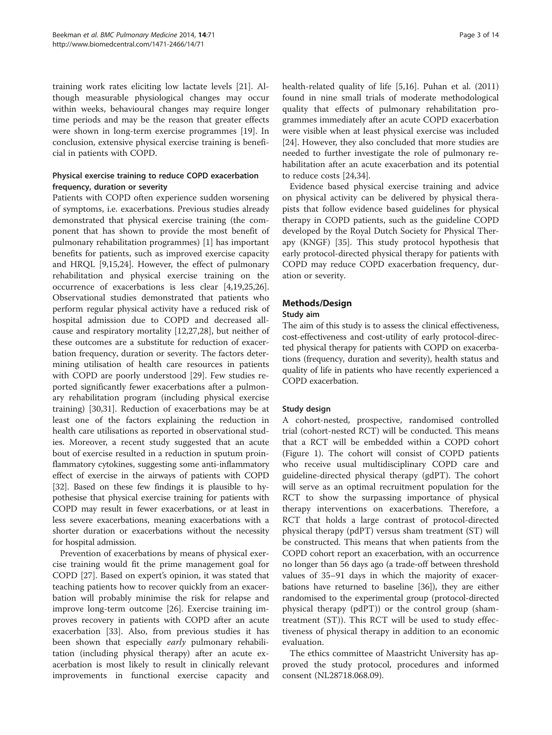training work rates eliciting low lactate levels [21]. Although measurable physiological changes may occur within weeks, behavioural changes may require longer time periods and may be the reason that greater effects were shown in long-term exercise programmes [19]. In conclusion, extensive physical exercise training is beneficial in patients with COPD.

### Physical exercise training to reduce COPD exacerbation frequency, duration or severity

Patients with COPD often experience sudden worsening of symptoms, i.e. exacerbations. Previous studies already demonstrated that physical exercise training (the component that has shown to provide the most benefit of pulmonary rehabilitation programmes) [1] has important benefits for patients, such as improved exercise capacity and HRQL [9,15,24]. However, the effect of pulmonary rehabilitation and physical exercise training on the occurrence of exacerbations is less clear [4,19,25,26]. Observational studies demonstrated that patients who perform regular physical activity have a reduced risk of hospital admission due to COPD and decreased all-cause and respiratory mortality [12,27,28], but neither of these outcomes are a substitute for reduction of exacerbation frequency, duration or severity. The factors determining utilisation of health care resources in patients with COPD are poorly understood [29]. Few studies reported significantly fewer exacerbations after a pulmonary rehabilitation program (including physical exercise training) [30,31]. Reduction of exacerbations may be at least one of the factors explaining the reduction in health care utilisations as reported in observational studies. Moreover, a recent study suggested that an acute bout of exercise resulted in a reduction in sputum proinflammatory cytokines, suggesting some anti-inflammatory effect of exercise in the airways of patients with COPD [32]. Based on these few findings it is plausible to hypothesise that physical exercise training for patients with COPD may result in fewer exacerbations, or at least in less severe exacerbations, meaning exacerbations with a shorter duration or exacerbations without the necessity for hospital admission.

Prevention of exacerbations by means of physical exercise training would fit the prime management goal for COPD [27]. Based on expert's opinion, it was stated that teaching patients how to recover quickly from an exacerbation will probably minimise the risk for relapse and improve long-term outcome [26]. Exercise training improves recovery in patients with COPD after an acute exacerbation [33]. Also, from previous studies it has been shown that especially *early* pulmonary rehabilitation (including physical therapy) after an acute exacerbation is most likely to result in clinically relevant improvements in functional exercise capacity and health-related quality of life [5,16]. Puhan et al. (2011) found in nine small trials of moderate methodological quality that effects of pulmonary rehabilitation programmes immediately after an acute COPD exacerbation were visible when at least physical exercise was included [24]. However, they also concluded that more studies are needed to further investigate the role of pulmonary rehabilitation after an acute exacerbation and its potential to reduce costs [24,34].

Evidence based physical exercise training and advice on physical activity can be delivered by physical therapists that follow evidence based guidelines for physical therapy in COPD patients, such as the guideline COPD developed by the Royal Dutch Society for Physical Therapy (KNGF) [35]. This study protocol hypothesis that early protocol-directed physical therapy for patients with COPD may reduce COPD exacerbation frequency, duration or severity.

## Methods/Design

### Study aim

The aim of this study is to assess the clinical effectiveness, cost-effectiveness and cost-utility of early protocol-directed physical therapy for patients with COPD on exacerbations (frequency, duration and severity), health status and quality of life in patients who have recently experienced a COPD exacerbation.

### Study design

A cohort-nested, prospective, randomised controlled trial (cohort-nested RCT) will be conducted. This means that a RCT will be embedded within a COPD cohort (Figure 1). The cohort will consist of COPD patients who receive usual multidisciplinary COPD care and guideline-directed physical therapy (gdPT). The cohort will serve as an optimal recruitment population for the RCT to show the surpassing importance of physical therapy interventions on exacerbations. Therefore, a RCT that holds a large contrast of protocol-directed physical therapy (pdPT) versus sham treatment (ST) will be constructed. This means that when patients from the COPD cohort report an exacerbation, with an occurrence no longer than 56 days ago (a trade-off between threshold values of 35–91 days in which the majority of exacerbations have returned to baseline [36]), they are either randomised to the experimental group (protocol-directed physical therapy (pdPT)) or the control group (sham-treatment (ST)). This RCT will be used to study effectiveness of physical therapy in addition to an economic evaluation.

The ethics committee of Maastricht University has approved the study protocol, procedures and informed consent (NL28718.068.09).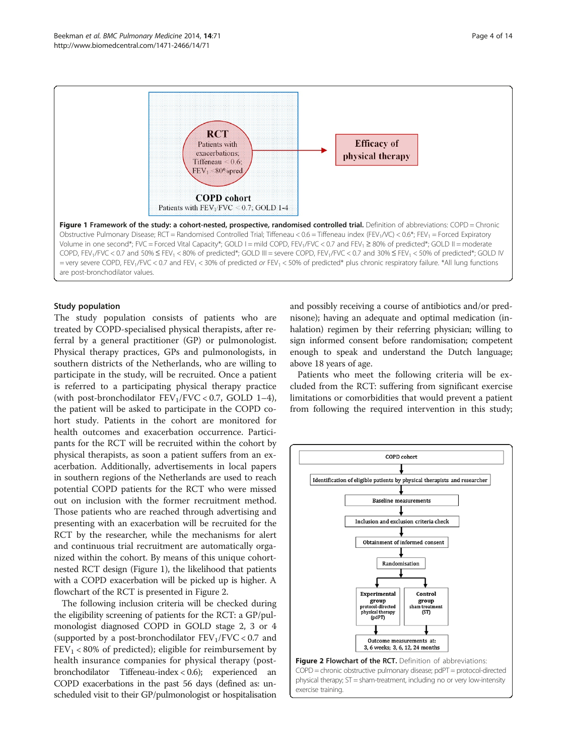RCT

Patients with exacerbations; Tiffeneau < 0.6; $FEV_1$ < 80%pred

COPD cohort

Patients with $FEV_1/FVC$ < 0.7; GOLD 1-4

Efficacy of physical therapy

**Figure 1 Framework of the study: a cohort-nested, prospective, randomised controlled trial.** Definition of abbreviations: COPD = Chronic Obstructive Pulmonary Disease; RCT = Randomised Controlled Trial; Tiffeneau < 0.6 = Tiffeneau index ($FEV_1/VC$) < 0.6*; $FEV_1$ = Forced Expiratory Volume in one second*; FVC = Forced Vital Capacity*; GOLD I = mild COPD, $FEV_1/FVC$ < 0.7 and $FEV_1$ ≥ 80% of predicted*; GOLD II = moderate COPD, $FEV_1/FVC$ < 0.7 and 50% ≤ $FEV_1$ < 80% of predicted*; GOLD III = severe COPD, $FEV_1/FVC$ < 0.7 and 30% ≤ $FEV_1$ < 50% of predicted*; GOLD IV = very severe COPD, $FEV_1/FVC$ < 0.7 and $FEV_1$ < 30% of predicted *or* $FEV_1$ < 50% of predicted* plus chronic respiratory failure. *All lung functions are post-bronchodilator values.

### Study population

The study population consists of patients who are treated by COPD-specialised physical therapists, after referral by a general practitioner (GP) or pulmonologist. Physical therapy practices, GPs and pulmonologists, in southern districts of the Netherlands, who are willing to participate in the study, will be recruited. Once a patient is referred to a participating physical therapy practice (with post-bronchodilator $FEV_1/FVC$ < 0.7, GOLD 1–4), the patient will be asked to participate in the COPD cohort study. Patients in the cohort are monitored for health outcomes and exacerbation occurrence. Participants for the RCT will be recruited within the cohort by physical therapists, as soon a patient suffers from an exacerbation. Additionally, advertisements in local papers in southern regions of the Netherlands are used to reach potential COPD patients for the RCT who were missed out on inclusion with the former recruitment method. Those patients who are reached through advertising and presenting with an exacerbation will be recruited for the RCT by the researcher, while the mechanisms for alert and continuous trial recruitment are automatically organized within the cohort. By means of this unique cohort-nested RCT design (Figure 1), the likelihood that patients with a COPD exacerbation will be picked up is higher. A flowchart of the RCT is presented in Figure 2.

The following inclusion criteria will be checked during the eligibility screening of patients for the RCT: a GP/pulmonologist diagnosed COPD in GOLD stage 2, 3 or 4 (supported by a post-bronchodilator $FEV_1/FVC$ < 0.7 and $FEV_1$ < 80% of predicted); eligible for reimbursement by health insurance companies for physical therapy (post-bronchodilator Tiffeneau-index < 0.6); experienced an COPD exacerbations in the past 56 days (defined as: unscheduled visit to their GP/pulmonologist or hospitalisation and possibly receiving a course of antibiotics and/or prednisone); having an adequate and optimal medication (inhalation) regimen by their referring physician; willing to sign informed consent before randomisation; competent enough to speak and understand the Dutch language; above 18 years of age.

Patients who meet the following criteria will be excluded from the RCT: suffering from significant exercise limitations or comorbidities that would prevent a patient from following the required intervention in this study;

COPD cohort → Identification of eligible patients by physical therapists and researcher → Baseline measurements → Inclusion and exclusion criteria check → Obtainment of informed consent → Randomisation → Experimental group protocol-directed physical therapy (pdPT) / Control group sham treatment (ST) → Outcome measurements at: 3, 6 weeks; 3, 6, 12, 24 months

**Figure 2 Flowchart of the RCT.** Definition of abbreviations: COPD = chronic obstructive pulmonary disease; pdPT = protocol-directed physical therapy; ST = sham-treatment, including no or very low-intensity exercise training.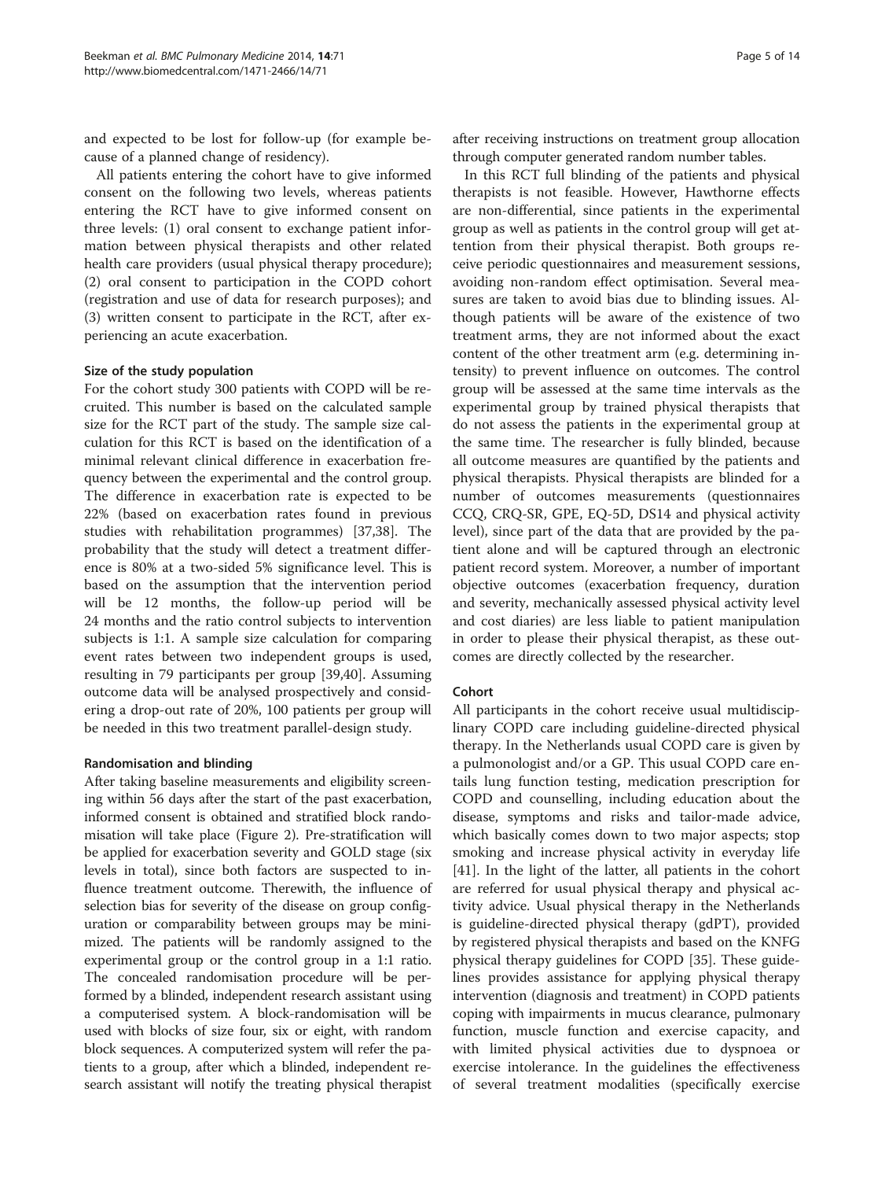and expected to be lost for follow-up (for example because of a planned change of residency).

All patients entering the cohort have to give informed consent on the following two levels, whereas patients entering the RCT have to give informed consent on three levels: (1) oral consent to exchange patient information between physical therapists and other related health care providers (usual physical therapy procedure); (2) oral consent to participation in the COPD cohort (registration and use of data for research purposes); and (3) written consent to participate in the RCT, after experiencing an acute exacerbation.

#### Size of the study population

For the cohort study 300 patients with COPD will be recruited. This number is based on the calculated sample size for the RCT part of the study. The sample size calculation for this RCT is based on the identification of a minimal relevant clinical difference in exacerbation frequency between the experimental and the control group. The difference in exacerbation rate is expected to be 22% (based on exacerbation rates found in previous studies with rehabilitation programmes) [37,38]. The probability that the study will detect a treatment difference is 80% at a two-sided 5% significance level. This is based on the assumption that the intervention period will be 12 months, the follow-up period will be 24 months and the ratio control subjects to intervention subjects is 1:1. A sample size calculation for comparing event rates between two independent groups is used, resulting in 79 participants per group [39,40]. Assuming outcome data will be analysed prospectively and considering a drop-out rate of 20%, 100 patients per group will be needed in this two treatment parallel-design study.

#### Randomisation and blinding

After taking baseline measurements and eligibility screening within 56 days after the start of the past exacerbation, informed consent is obtained and stratified block randomisation will take place (Figure 2). Pre-stratification will be applied for exacerbation severity and GOLD stage (six levels in total), since both factors are suspected to influence treatment outcome. Therewith, the influence of selection bias for severity of the disease on group configuration or comparability between groups may be minimized. The patients will be randomly assigned to the experimental group or the control group in a 1:1 ratio. The concealed randomisation procedure will be performed by a blinded, independent research assistant using a computerised system. A block-randomisation will be used with blocks of size four, six or eight, with random block sequences. A computerized system will refer the patients to a group, after which a blinded, independent research assistant will notify the treating physical therapist after receiving instructions on treatment group allocation through computer generated random number tables.

In this RCT full blinding of the patients and physical therapists is not feasible. However, Hawthorne effects are non-differential, since patients in the experimental group as well as patients in the control group will get attention from their physical therapist. Both groups receive periodic questionnaires and measurement sessions, avoiding non-random effect optimisation. Several measures are taken to avoid bias due to blinding issues. Although patients will be aware of the existence of two treatment arms, they are not informed about the exact content of the other treatment arm (e.g. determining intensity) to prevent influence on outcomes. The control group will be assessed at the same time intervals as the experimental group by trained physical therapists that do not assess the patients in the experimental group at the same time. The researcher is fully blinded, because all outcome measures are quantified by the patients and physical therapists. Physical therapists are blinded for a number of outcomes measurements (questionnaires CCQ, CRQ-SR, GPE, EQ-5D, DS14 and physical activity level), since part of the data that are provided by the patient alone and will be captured through an electronic patient record system. Moreover, a number of important objective outcomes (exacerbation frequency, duration and severity, mechanically assessed physical activity level and cost diaries) are less liable to patient manipulation in order to please their physical therapist, as these outcomes are directly collected by the researcher.

#### Cohort

All participants in the cohort receive usual multidisciplinary COPD care including guideline-directed physical therapy. In the Netherlands usual COPD care is given by a pulmonologist and/or a GP. This usual COPD care entails lung function testing, medication prescription for COPD and counselling, including education about the disease, symptoms and risks and tailor-made advice, which basically comes down to two major aspects; stop smoking and increase physical activity in everyday life [41]. In the light of the latter, all patients in the cohort are referred for usual physical therapy and physical activity advice. Usual physical therapy in the Netherlands is guideline-directed physical therapy (gdPT), provided by registered physical therapists and based on the KNFG physical therapy guidelines for COPD [35]. These guidelines provides assistance for applying physical therapy intervention (diagnosis and treatment) in COPD patients coping with impairments in mucus clearance, pulmonary function, muscle function and exercise capacity, and with limited physical activities due to dyspnoea or exercise intolerance. In the guidelines the effectiveness of several treatment modalities (specifically exercise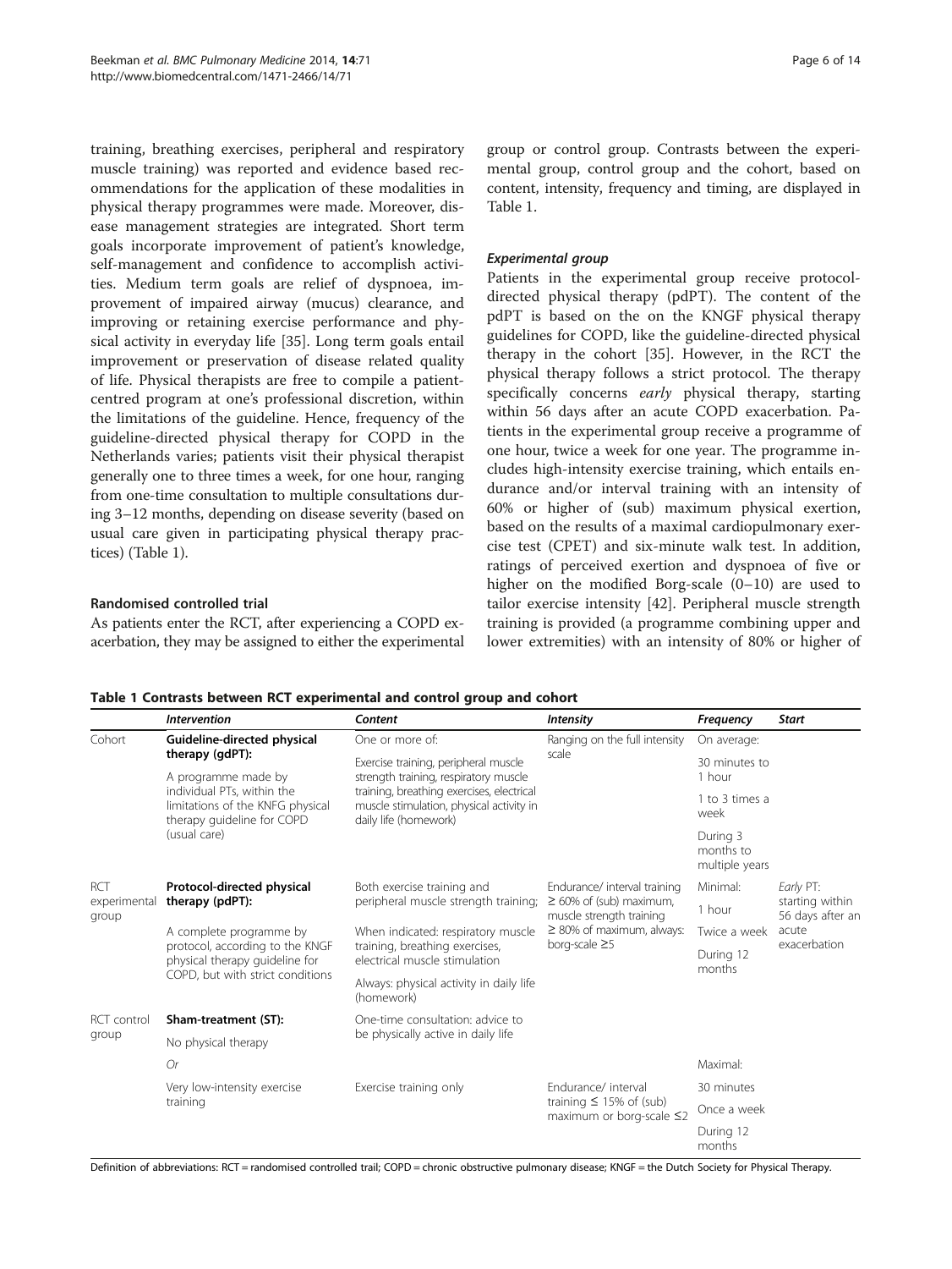training, breathing exercises, peripheral and respiratory muscle training) was reported and evidence based recommendations for the application of these modalities in physical therapy programmes were made. Moreover, disease management strategies are integrated. Short term goals incorporate improvement of patient's knowledge, self-management and confidence to accomplish activities. Medium term goals are relief of dyspnoea, improvement of impaired airway (mucus) clearance, and improving or retaining exercise performance and physical activity in everyday life [35]. Long term goals entail improvement or preservation of disease related quality of life. Physical therapists are free to compile a patient-centred program at one's professional discretion, within the limitations of the guideline. Hence, frequency of the guideline-directed physical therapy for COPD in the Netherlands varies; patients visit their physical therapist generally one to three times a week, for one hour, ranging from one-time consultation to multiple consultations during 3–12 months, depending on disease severity (based on usual care given in participating physical therapy practices) (Table 1).

### Randomised controlled trial

As patients enter the RCT, after experiencing a COPD exacerbation, they may be assigned to either the experimental group or control group. Contrasts between the experimental group, control group and the cohort, based on content, intensity, frequency and timing, are displayed in Table 1.

#### *Experimental group*

Patients in the experimental group receive protocol-directed physical therapy (pdPT). The content of the pdPT is based on the on the KNGF physical therapy guidelines for COPD, like the guideline-directed physical therapy in the cohort [35]. However, in the RCT the physical therapy follows a strict protocol. The therapy specifically concerns *early* physical therapy, starting within 56 days after an acute COPD exacerbation. Patients in the experimental group receive a programme of one hour, twice a week for one year. The programme includes high-intensity exercise training, which entails endurance and/or interval training with an intensity of 60% or higher of (sub) maximum physical exertion, based on the results of a maximal cardiopulmonary exercise test (CPET) and six-minute walk test. In addition, ratings of perceived exertion and dyspnoea of five or higher on the modified Borg-scale (0–10) are used to tailor exercise intensity [42]. Peripheral muscle strength training is provided (a programme combining upper and lower extremities) with an intensity of 80% or higher of

**Table 1 Contrasts between RCT experimental and control group and cohort**

| | *Intervention* | *Content* | *Intensity* | *Frequency* | *Start* |
|---|---|---|---|---|---|
| Cohort | **Guideline-directed physical therapy (gdPT):** A programme made by individual PTs, within the limitations of the KNFG physical therapy guideline for COPD (usual care) | One or more of: Exercise training, peripheral muscle strength training, respiratory muscle training, breathing exercises, electrical muscle stimulation, physical activity in daily life (homework) | Ranging on the full intensity scale | On average: 30 minutes to 1 hour; 1 to 3 times a week; During 3 months to multiple years | |
| RCT experimental group | **Protocol-directed physical therapy (pdPT):** A complete programme by protocol, according to the KNGF physical therapy guideline for COPD, but with strict conditions | Both exercise training and peripheral muscle strength training; When indicated: respiratory muscle training, breathing exercises, electrical muscle stimulation; Always: physical activity in daily life (homework) | Endurance/ interval training ≥ 60% of (sub) maximum, muscle strength training ≥ 80% of maximum, always: borg-scale ≥5 | Minimal: 1 hour; Twice a week; During 12 months | *Early* PT: starting within 56 days after an acute exacerbation |
| RCT control group | **Sham-treatment (ST):** No physical therapy | One-time consultation: advice to be physically active in daily life | | | |
| | *Or* | | | Maximal: | |
| | Very low-intensity exercise training | Exercise training only | Endurance/ interval training ≤ 15% of (sub) maximum or borg-scale ≤2 | 30 minutes; Once a week; During 12 months | |

Definition of abbreviations: RCT = randomised controlled trail; COPD = chronic obstructive pulmonary disease; KNGF = the Dutch Society for Physical Therapy.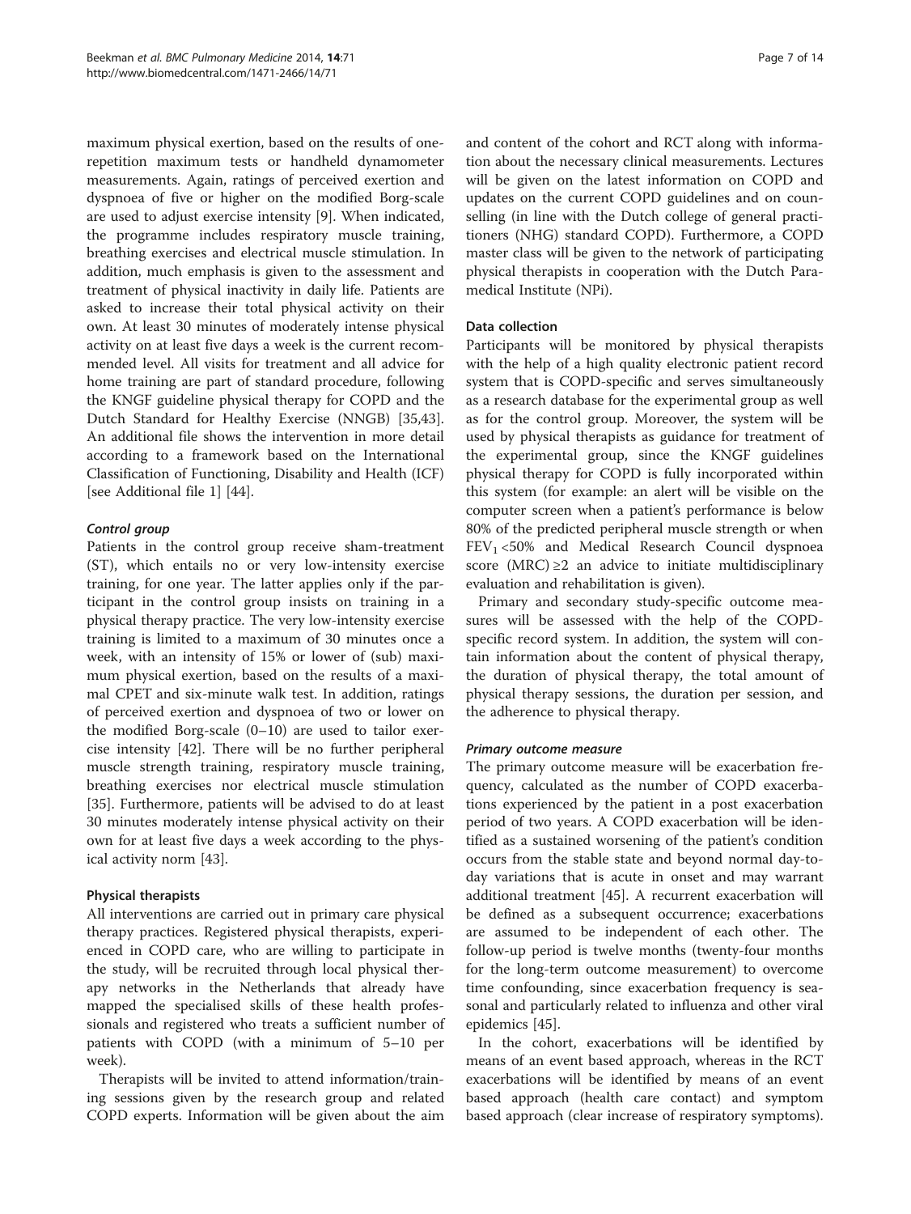maximum physical exertion, based on the results of one-repetition maximum tests or handheld dynamometer measurements. Again, ratings of perceived exertion and dyspnoea of five or higher on the modified Borg-scale are used to adjust exercise intensity [9]. When indicated, the programme includes respiratory muscle training, breathing exercises and electrical muscle stimulation. In addition, much emphasis is given to the assessment and treatment of physical inactivity in daily life. Patients are asked to increase their total physical activity on their own. At least 30 minutes of moderately intense physical activity on at least five days a week is the current recommended level. All visits for treatment and all advice for home training are part of standard procedure, following the KNGF guideline physical therapy for COPD and the Dutch Standard for Healthy Exercise (NNGB) [35,43]. An additional file shows the intervention in more detail according to a framework based on the International Classification of Functioning, Disability and Health (ICF) [see Additional file 1] [44].

#### *Control group*

Patients in the control group receive sham-treatment (ST), which entails no or very low-intensity exercise training, for one year. The latter applies only if the participant in the control group insists on training in a physical therapy practice. The very low-intensity exercise training is limited to a maximum of 30 minutes once a week, with an intensity of 15% or lower of (sub) maximum physical exertion, based on the results of a maximal CPET and six-minute walk test. In addition, ratings of perceived exertion and dyspnoea of two or lower on the modified Borg-scale (0–10) are used to tailor exercise intensity [42]. There will be no further peripheral muscle strength training, respiratory muscle training, breathing exercises nor electrical muscle stimulation [35]. Furthermore, patients will be advised to do at least 30 minutes moderately intense physical activity on their own for at least five days a week according to the physical activity norm [43].

### Physical therapists

All interventions are carried out in primary care physical therapy practices. Registered physical therapists, experienced in COPD care, who are willing to participate in the study, will be recruited through local physical therapy networks in the Netherlands that already have mapped the specialised skills of these health professionals and registered who treats a sufficient number of patients with COPD (with a minimum of 5–10 per week).

Therapists will be invited to attend information/training sessions given by the research group and related COPD experts. Information will be given about the aim and content of the cohort and RCT along with information about the necessary clinical measurements. Lectures will be given on the latest information on COPD and updates on the current COPD guidelines and on counselling (in line with the Dutch college of general practitioners (NHG) standard COPD). Furthermore, a COPD master class will be given to the network of participating physical therapists in cooperation with the Dutch Paramedical Institute (NPi).

### Data collection

Participants will be monitored by physical therapists with the help of a high quality electronic patient record system that is COPD-specific and serves simultaneously as a research database for the experimental group as well as for the control group. Moreover, the system will be used by physical therapists as guidance for treatment of the experimental group, since the KNGF guidelines physical therapy for COPD is fully incorporated within this system (for example: an alert will be visible on the computer screen when a patient's performance is below 80% of the predicted peripheral muscle strength or when $FEV_1$ <50% and Medical Research Council dyspnoea score (MRC) ≥2 an advice to initiate multidisciplinary evaluation and rehabilitation is given).

Primary and secondary study-specific outcome measures will be assessed with the help of the COPD-specific record system. In addition, the system will contain information about the content of physical therapy, the duration of physical therapy, the total amount of physical therapy sessions, the duration per session, and the adherence to physical therapy.

#### *Primary outcome measure*

The primary outcome measure will be exacerbation frequency, calculated as the number of COPD exacerbations experienced by the patient in a post exacerbation period of two years. A COPD exacerbation will be identified as a sustained worsening of the patient's condition occurs from the stable state and beyond normal day-to-day variations that is acute in onset and may warrant additional treatment [45]. A recurrent exacerbation will be defined as a subsequent occurrence; exacerbations are assumed to be independent of each other. The follow-up period is twelve months (twenty-four months for the long-term outcome measurement) to overcome time confounding, since exacerbation frequency is seasonal and particularly related to influenza and other viral epidemics [45].

In the cohort, exacerbations will be identified by means of an event based approach, whereas in the RCT exacerbations will be identified by means of an event based approach (health care contact) and symptom based approach (clear increase of respiratory symptoms).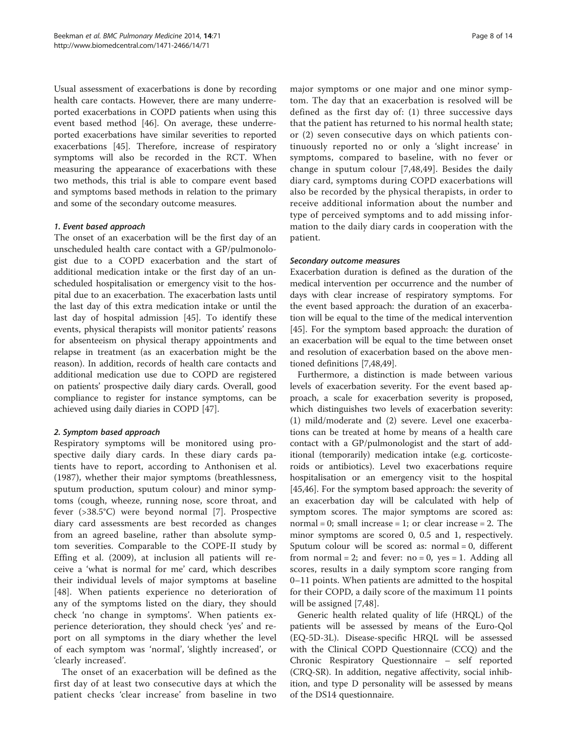Usual assessment of exacerbations is done by recording health care contacts. However, there are many underreported exacerbations in COPD patients when using this event based method [46]. On average, these underreported exacerbations have similar severities to reported exacerbations [45]. Therefore, increase of respiratory symptoms will also be recorded in the RCT. When measuring the appearance of exacerbations with these two methods, this trial is able to compare event based and symptoms based methods in relation to the primary and some of the secondary outcome measures.

#### *1. Event based approach*

The onset of an exacerbation will be the first day of an unscheduled health care contact with a GP/pulmonologist due to a COPD exacerbation and the start of additional medication intake or the first day of an unscheduled hospitalisation or emergency visit to the hospital due to an exacerbation. The exacerbation lasts until the last day of this extra medication intake or until the last day of hospital admission [45]. To identify these events, physical therapists will monitor patients' reasons for absenteeism on physical therapy appointments and relapse in treatment (as an exacerbation might be the reason). In addition, records of health care contacts and additional medication use due to COPD are registered on patients' prospective daily diary cards. Overall, good compliance to register for instance symptoms, can be achieved using daily diaries in COPD [47].

#### *2. Symptom based approach*

Respiratory symptoms will be monitored using prospective daily diary cards. In these diary cards patients have to report, according to Anthonisen et al. (1987), whether their major symptoms (breathlessness, sputum production, sputum colour) and minor symptoms (cough, wheeze, running nose, score throat, and fever (>38.5°C) were beyond normal [7]. Prospective diary card assessments are best recorded as changes from an agreed baseline, rather than absolute symptom severities. Comparable to the COPE-II study by Effing et al. (2009), at inclusion all patients will receive a 'what is normal for me' card, which describes their individual levels of major symptoms at baseline [48]. When patients experience no deterioration of any of the symptoms listed on the diary, they should check 'no change in symptoms'. When patients experience deterioration, they should check 'yes' and report on all symptoms in the diary whether the level of each symptom was 'normal', 'slightly increased', or 'clearly increased'.

The onset of an exacerbation will be defined as the first day of at least two consecutive days at which the patient checks 'clear increase' from baseline in two major symptoms or one major and one minor symptom. The day that an exacerbation is resolved will be defined as the first day of: (1) three successive days that the patient has returned to his normal health state; or (2) seven consecutive days on which patients continuously reported no or only a 'slight increase' in symptoms, compared to baseline, with no fever or change in sputum colour [7,48,49]. Besides the daily diary card, symptoms during COPD exacerbations will also be recorded by the physical therapists, in order to receive additional information about the number and type of perceived symptoms and to add missing information to the daily diary cards in cooperation with the patient.

#### *Secondary outcome measures*

Exacerbation duration is defined as the duration of the medical intervention per occurrence and the number of days with clear increase of respiratory symptoms. For the event based approach: the duration of an exacerbation will be equal to the time of the medical intervention [45]. For the symptom based approach: the duration of an exacerbation will be equal to the time between onset and resolution of exacerbation based on the above mentioned definitions [7,48,49].

Furthermore, a distinction is made between various levels of exacerbation severity. For the event based approach, a scale for exacerbation severity is proposed, which distinguishes two levels of exacerbation severity: (1) mild/moderate and (2) severe. Level one exacerbations can be treated at home by means of a health care contact with a GP/pulmonologist and the start of additional (temporarily) medication intake (e.g. corticosteroids or antibiotics). Level two exacerbations require hospitalisation or an emergency visit to the hospital [45,46]. For the symptom based approach: the severity of an exacerbation day will be calculated with help of symptom scores. The major symptoms are scored as: normal = 0; small increase = 1; or clear increase = 2. The minor symptoms are scored 0, 0.5 and 1, respectively. Sputum colour will be scored as: normal = 0, different from normal = 2; and fever: no = 0, yes = 1. Adding all scores, results in a daily symptom score ranging from 0–11 points. When patients are admitted to the hospital for their COPD, a daily score of the maximum 11 points will be assigned [7,48].

Generic health related quality of life (HRQL) of the patients will be assessed by means of the Euro-Qol (EQ-5D-3L). Disease-specific HRQL will be assessed with the Clinical COPD Questionnaire (CCQ) and the Chronic Respiratory Questionnaire – self reported (CRQ-SR). In addition, negative affectivity, social inhibition, and type D personality will be assessed by means of the DS14 questionnaire.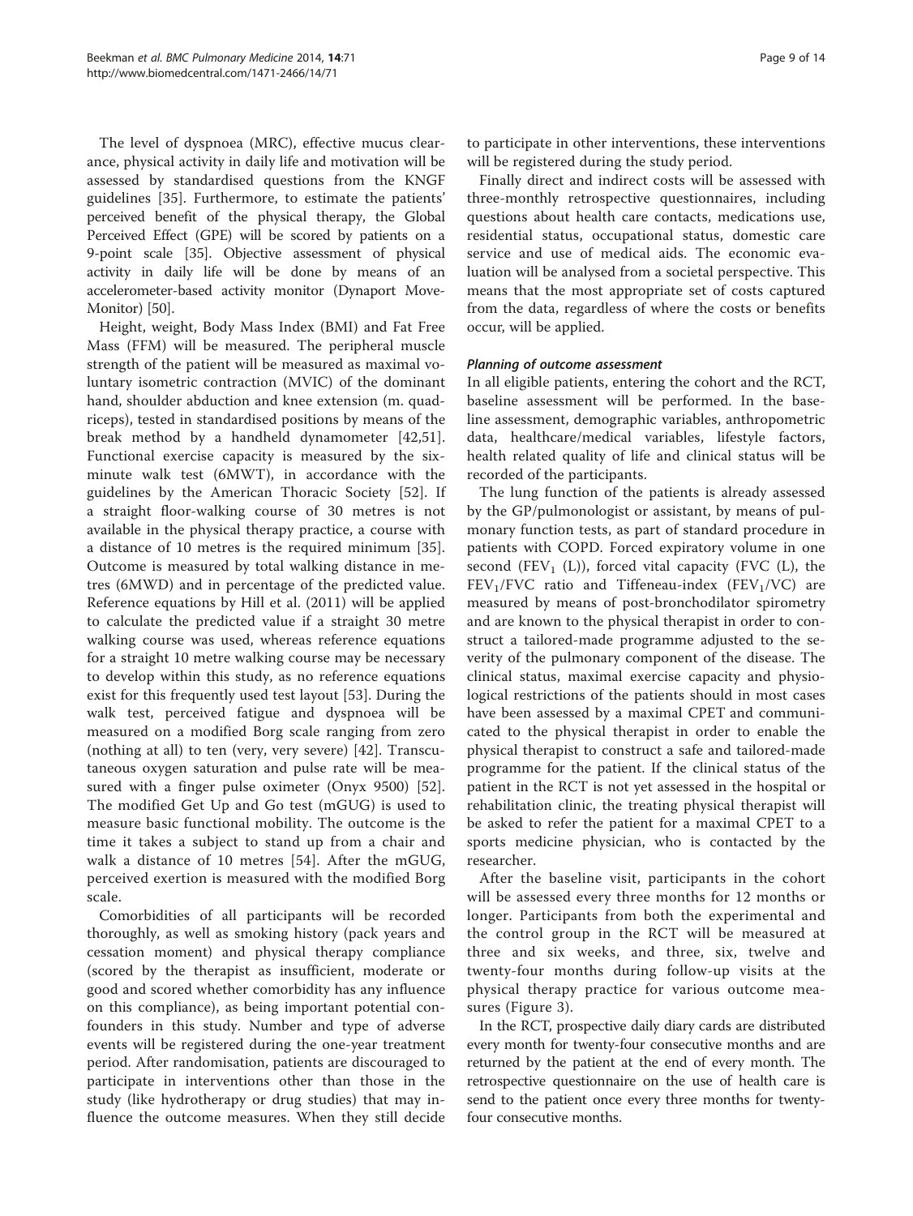The level of dyspnoea (MRC), effective mucus clearance, physical activity in daily life and motivation will be assessed by standardised questions from the KNGF guidelines [35]. Furthermore, to estimate the patients' perceived benefit of the physical therapy, the Global Perceived Effect (GPE) will be scored by patients on a 9-point scale [35]. Objective assessment of physical activity in daily life will be done by means of an accelerometer-based activity monitor (Dynaport Move-Monitor) [50].

Height, weight, Body Mass Index (BMI) and Fat Free Mass (FFM) will be measured. The peripheral muscle strength of the patient will be measured as maximal voluntary isometric contraction (MVIC) of the dominant hand, shoulder abduction and knee extension (m. quadriceps), tested in standardised positions by means of the break method by a handheld dynamometer [42,51]. Functional exercise capacity is measured by the six-minute walk test (6MWT), in accordance with the guidelines by the American Thoracic Society [52]. If a straight floor-walking course of 30 metres is not available in the physical therapy practice, a course with a distance of 10 metres is the required minimum [35]. Outcome is measured by total walking distance in metres (6MWD) and in percentage of the predicted value. Reference equations by Hill et al. (2011) will be applied to calculate the predicted value if a straight 30 metre walking course was used, whereas reference equations for a straight 10 metre walking course may be necessary to develop within this study, as no reference equations exist for this frequently used test layout [53]. During the walk test, perceived fatigue and dyspnoea will be measured on a modified Borg scale ranging from zero (nothing at all) to ten (very, very severe) [42]. Transcutaneous oxygen saturation and pulse rate will be measured with a finger pulse oximeter (Onyx 9500) [52]. The modified Get Up and Go test (mGUG) is used to measure basic functional mobility. The outcome is the time it takes a subject to stand up from a chair and walk a distance of 10 metres [54]. After the mGUG, perceived exertion is measured with the modified Borg scale.

Comorbidities of all participants will be recorded thoroughly, as well as smoking history (pack years and cessation moment) and physical therapy compliance (scored by the therapist as insufficient, moderate or good and scored whether comorbidity has any influence on this compliance), as being important potential confounders in this study. Number and type of adverse events will be registered during the one-year treatment period. After randomisation, patients are discouraged to participate in interventions other than those in the study (like hydrotherapy or drug studies) that may influence the outcome measures. When they still decide to participate in other interventions, these interventions will be registered during the study period.

Finally direct and indirect costs will be assessed with three-monthly retrospective questionnaires, including questions about health care contacts, medications use, residential status, occupational status, domestic care service and use of medical aids. The economic evaluation will be analysed from a societal perspective. This means that the most appropriate set of costs captured from the data, regardless of where the costs or benefits occur, will be applied.

#### *Planning of outcome assessment*

In all eligible patients, entering the cohort and the RCT, baseline assessment will be performed. In the baseline assessment, demographic variables, anthropometric data, healthcare/medical variables, lifestyle factors, health related quality of life and clinical status will be recorded of the participants.

The lung function of the patients is already assessed by the GP/pulmonologist or assistant, by means of pulmonary function tests, as part of standard procedure in patients with COPD. Forced expiratory volume in one second ($FEV_1$ (L)), forced vital capacity (FVC (L), the $FEV_1$/FVC ratio and Tiffeneau-index ($FEV_1$/VC) are measured by means of post-bronchodilator spirometry and are known to the physical therapist in order to construct a tailored-made programme adjusted to the severity of the pulmonary component of the disease. The clinical status, maximal exercise capacity and physiological restrictions of the patients should in most cases have been assessed by a maximal CPET and communicated to the physical therapist in order to enable the physical therapist to construct a safe and tailored-made programme for the patient. If the clinical status of the patient in the RCT is not yet assessed in the hospital or rehabilitation clinic, the treating physical therapist will be asked to refer the patient for a maximal CPET to a sports medicine physician, who is contacted by the researcher.

After the baseline visit, participants in the cohort will be assessed every three months for 12 months or longer. Participants from both the experimental and the control group in the RCT will be measured at three and six weeks, and three, six, twelve and twenty-four months during follow-up visits at the physical therapy practice for various outcome measures (Figure 3).

In the RCT, prospective daily diary cards are distributed every month for twenty-four consecutive months and are returned by the patient at the end of every month. The retrospective questionnaire on the use of health care is send to the patient once every three months for twenty-four consecutive months.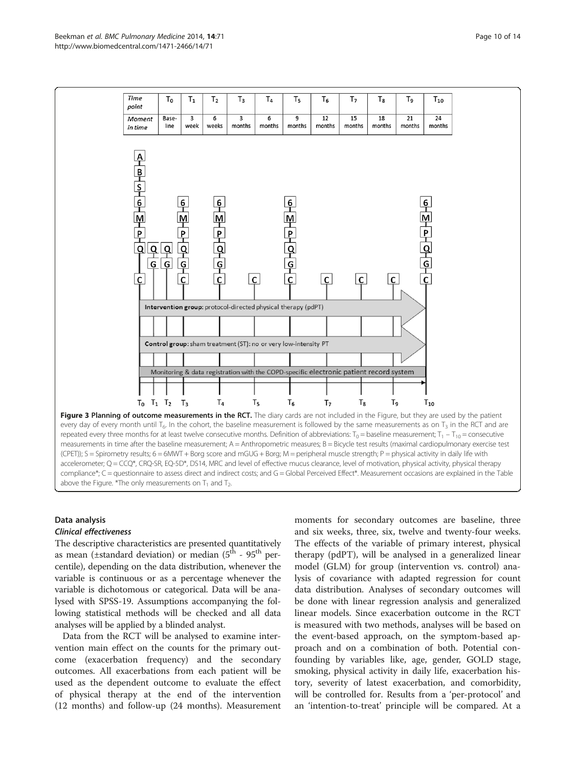| Time point | $T_0$ | $T_1$ | $T_2$ | $T_3$ | $T_4$ | $T_5$ | $T_6$ | $T_7$ | $T_8$ | $T_9$ | $T_{10}$ |
|---|---|---|---|---|---|---|---|---|---|---|---|
| Moment in time | Base-line | 3 week | 6 weeks | 3 months | 6 months | 9 months | 12 months | 15 months | 18 months | 21 months | 24 months |

**Figure 3 Planning of outcome measurements in the RCT.** The diary cards are not included in the Figure, but they are used by the patient every day of every month until $T_6$. In the cohort, the baseline measurement is followed by the same measurements as on $T_3$ in the RCT and are repeated every three months for at least twelve consecutive months. Definition of abbreviations: $T_0$ = baseline measurement; $T_1$ – $T_{10}$ = consecutive measurements in time after the baseline measurement; A = Anthropometric measures; B = Bicycle test results (maximal cardiopulmonary exercise test (CPET)); S = Spirometry results; 6 = 6MWT + Borg score and mGUG + Borg; M = peripheral muscle strength; P = physical activity in daily life with accelerometer; Q = CCQ*, CRQ-SR, EQ-5D*, DS14, MRC and level of effective mucus clearance, level of motivation, physical activity, physical therapy compliance*; C = questionnaire to assess direct and indirect costs; and G = Global Perceived Effect*. Measurement occasions are explained in the Table above the Figure. *The only measurements on $T_1$ and $T_2$.

## Data analysis

### *Clinical effectiveness*

The descriptive characteristics are presented quantitatively as mean (±standard deviation) or median (5th - 95th percentile), depending on the data distribution, whenever the variable is continuous or as a percentage whenever the variable is dichotomous or categorical. Data will be analysed with SPSS-19. Assumptions accompanying the following statistical methods will be checked and all data analyses will be applied by a blinded analyst.

Data from the RCT will be analysed to examine intervention main effect on the counts for the primary outcome (exacerbation frequency) and the secondary outcomes. All exacerbations from each patient will be used as the dependent outcome to evaluate the effect of physical therapy at the end of the intervention (12 months) and follow-up (24 months). Measurement moments for secondary outcomes are baseline, three and six weeks, three, six, twelve and twenty-four weeks. The effects of the variable of primary interest, physical therapy (pdPT), will be analysed in a generalized linear model (GLM) for group (intervention vs. control) analysis of covariance with adapted regression for count data distribution. Analyses of secondary outcomes will be done with linear regression analysis and generalized linear models. Since exacerbation outcome in the RCT is measured with two methods, analyses will be based on the event-based approach, on the symptom-based approach and on a combination of both. Potential confounding by variables like, age, gender, GOLD stage, smoking, physical activity in daily life, exacerbation history, severity of latest exacerbation, and comorbidity, will be controlled for. Results from a 'per-protocol' and an 'intention-to-treat' principle will be compared. At a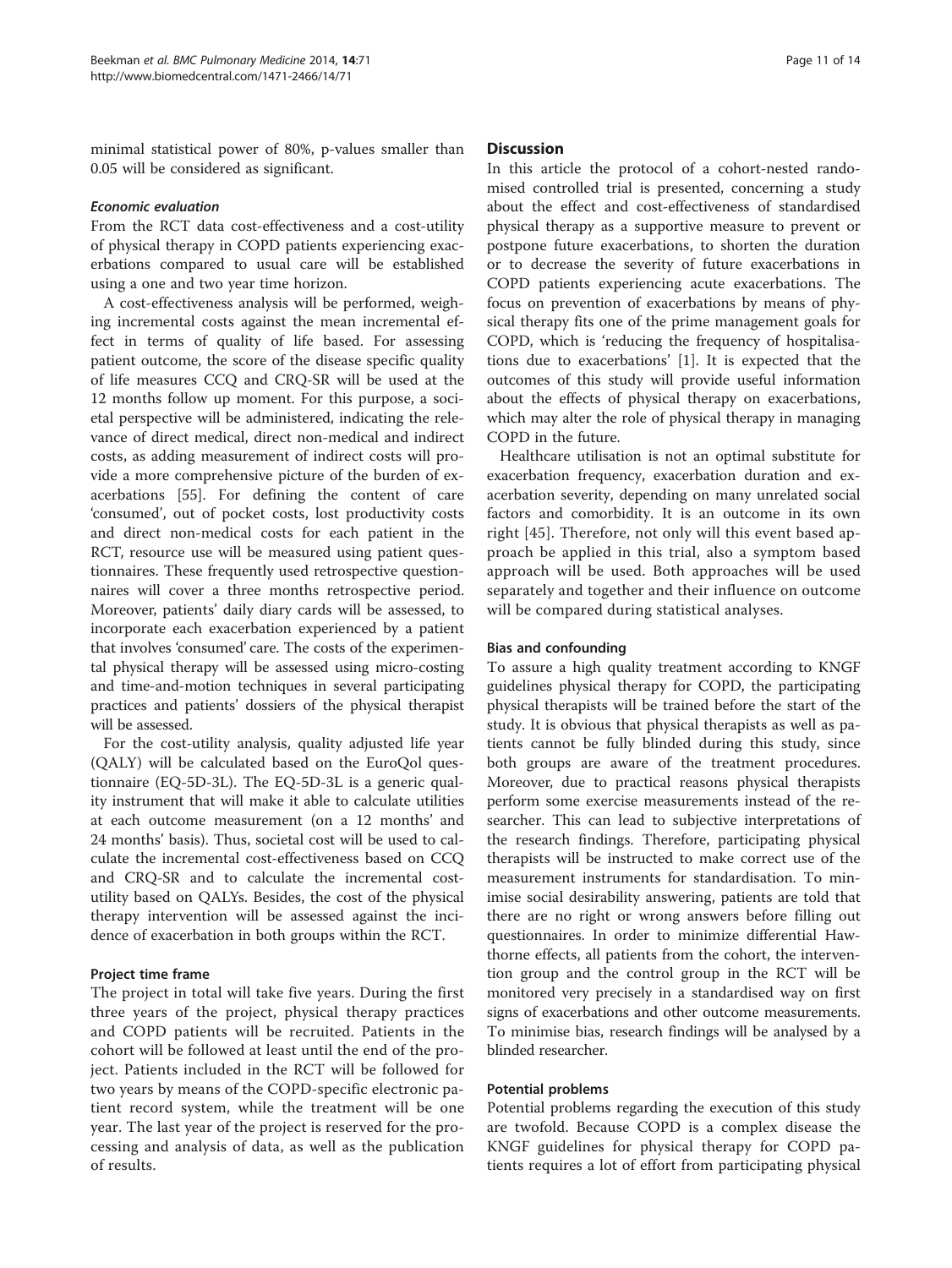minimal statistical power of 80%, p-values smaller than 0.05 will be considered as significant.

#### *Economic evaluation*

From the RCT data cost-effectiveness and a cost-utility of physical therapy in COPD patients experiencing exacerbations compared to usual care will be established using a one and two year time horizon.

A cost-effectiveness analysis will be performed, weighing incremental costs against the mean incremental effect in terms of quality of life based. For assessing patient outcome, the score of the disease specific quality of life measures CCQ and CRQ-SR will be used at the 12 months follow up moment. For this purpose, a societal perspective will be administered, indicating the relevance of direct medical, direct non-medical and indirect costs, as adding measurement of indirect costs will provide a more comprehensive picture of the burden of exacerbations [55]. For defining the content of care 'consumed', out of pocket costs, lost productivity costs and direct non-medical costs for each patient in the RCT, resource use will be measured using patient questionnaires. These frequently used retrospective questionnaires will cover a three months retrospective period. Moreover, patients' daily diary cards will be assessed, to incorporate each exacerbation experienced by a patient that involves 'consumed' care. The costs of the experimental physical therapy will be assessed using micro-costing and time-and-motion techniques in several participating practices and patients' dossiers of the physical therapist will be assessed.

For the cost-utility analysis, quality adjusted life year (QALY) will be calculated based on the EuroQol questionnaire (EQ-5D-3L). The EQ-5D-3L is a generic quality instrument that will make it able to calculate utilities at each outcome measurement (on a 12 months' and 24 months' basis). Thus, societal cost will be used to calculate the incremental cost-effectiveness based on CCQ and CRQ-SR and to calculate the incremental cost-utility based on QALYs. Besides, the cost of the physical therapy intervention will be assessed against the incidence of exacerbation in both groups within the RCT.

### Project time frame

The project in total will take five years. During the first three years of the project, physical therapy practices and COPD patients will be recruited. Patients in the cohort will be followed at least until the end of the project. Patients included in the RCT will be followed for two years by means of the COPD-specific electronic patient record system, while the treatment will be one year. The last year of the project is reserved for the processing and analysis of data, as well as the publication of results.

## Discussion

In this article the protocol of a cohort-nested randomised controlled trial is presented, concerning a study about the effect and cost-effectiveness of standardised physical therapy as a supportive measure to prevent or postpone future exacerbations, to shorten the duration or to decrease the severity of future exacerbations in COPD patients experiencing acute exacerbations. The focus on prevention of exacerbations by means of physical therapy fits one of the prime management goals for COPD, which is 'reducing the frequency of hospitalisations due to exacerbations' [1]. It is expected that the outcomes of this study will provide useful information about the effects of physical therapy on exacerbations, which may alter the role of physical therapy in managing COPD in the future.

Healthcare utilisation is not an optimal substitute for exacerbation frequency, exacerbation duration and exacerbation severity, depending on many unrelated social factors and comorbidity. It is an outcome in its own right [45]. Therefore, not only will this event based approach be applied in this trial, also a symptom based approach will be used. Both approaches will be used separately and together and their influence on outcome will be compared during statistical analyses.

### Bias and confounding

To assure a high quality treatment according to KNGF guidelines physical therapy for COPD, the participating physical therapists will be trained before the start of the study. It is obvious that physical therapists as well as patients cannot be fully blinded during this study, since both groups are aware of the treatment procedures. Moreover, due to practical reasons physical therapists perform some exercise measurements instead of the researcher. This can lead to subjective interpretations of the research findings. Therefore, participating physical therapists will be instructed to make correct use of the measurement instruments for standardisation. To minimise social desirability answering, patients are told that there are no right or wrong answers before filling out questionnaires. In order to minimize differential Hawthorne effects, all patients from the cohort, the intervention group and the control group in the RCT will be monitored very precisely in a standardised way on first signs of exacerbations and other outcome measurements. To minimise bias, research findings will be analysed by a blinded researcher.

### Potential problems

Potential problems regarding the execution of this study are twofold. Because COPD is a complex disease the KNGF guidelines for physical therapy for COPD patients requires a lot of effort from participating physical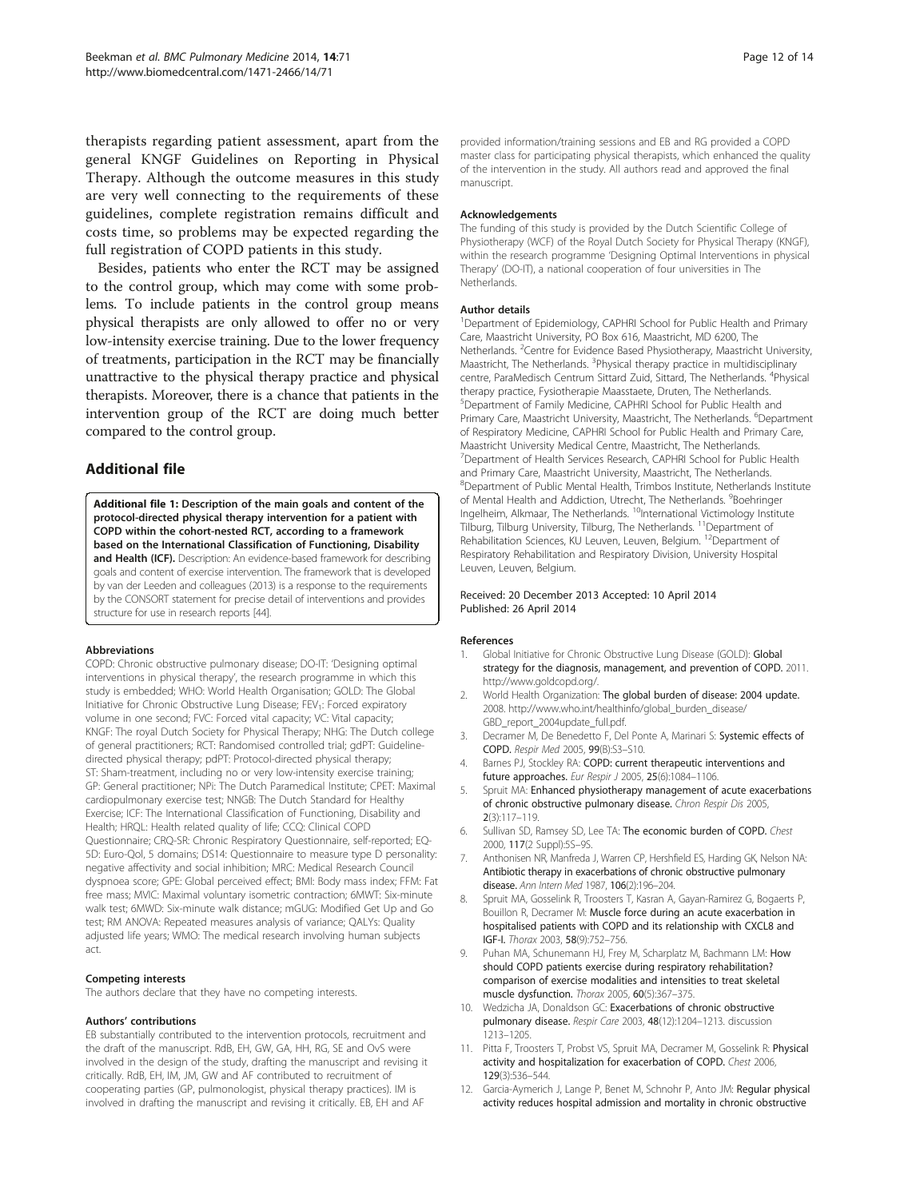therapists regarding patient assessment, apart from the general KNGF Guidelines on Reporting in Physical Therapy. Although the outcome measures in this study are very well connecting to the requirements of these guidelines, complete registration remains difficult and costs time, so problems may be expected regarding the full registration of COPD patients in this study.

Besides, patients who enter the RCT may be assigned to the control group, which may come with some problems. To include patients in the control group means physical therapists are only allowed to offer no or very low-intensity exercise training. Due to the lower frequency of treatments, participation in the RCT may be financially unattractive to the physical therapy practice and physical therapists. Moreover, there is a chance that patients in the intervention group of the RCT are doing much better compared to the control group.

## Additional file

**Additional file 1: Description of the main goals and content of the protocol-directed physical therapy intervention for a patient with COPD within the cohort-nested RCT, according to a framework based on the International Classification of Functioning, Disability and Health (ICF).** Description: An evidence-based framework for describing goals and content of exercise intervention. The framework that is developed by van der Leeden and colleagues (2013) is a response to the requirements by the CONSORT statement for precise detail of interventions and provides structure for use in research reports [44].

#### Abbreviations

COPD: Chronic obstructive pulmonary disease; DO-IT: 'Designing optimal interventions in physical therapy', the research programme in which this study is embedded; WHO: World Health Organisation; GOLD: The Global Initiative for Chronic Obstructive Lung Disease; $FEV_1$: Forced expiratory volume in one second; FVC: Forced vital capacity; VC: Vital capacity; KNGF: The royal Dutch Society for Physical Therapy; NHG: The Dutch college of general practitioners; RCT: Randomised controlled trial; gdPT: Guideline-directed physical therapy; pdPT: Protocol-directed physical therapy; ST: Sham-treatment, including no or very low-intensity exercise training; GP: General practitioner; NPi: The Dutch Paramedical Institute; CPET: Maximal cardiopulmonary exercise test; NNGB: The Dutch Standard for Healthy Exercise; ICF: The International Classification of Functioning, Disability and Health; HRQL: Health related quality of life; CCQ: Clinical COPD Questionnaire; CRQ-SR: Chronic Respiratory Questionnaire, self-reported; EQ-5D: Euro-Qol, 5 domains; DS14: Questionnaire to measure type D personality: negative affectivity and social inhibition; MRC: Medical Research Council dyspnoea score; GPE: Global perceived effect; BMI: Body mass index; FFM: Fat free mass; MVIC: Maximal voluntary isometric contraction; 6MWT: Six-minute walk test; 6MWD: Six-minute walk distance; mGUG: Modified Get Up and Go test; RM ANOVA: Repeated measures analysis of variance; QALYs: Quality adjusted life years; WMO: The medical research involving human subjects act.

#### Competing interests

The authors declare that they have no competing interests.

#### Authors' contributions

EB substantially contributed to the intervention protocols, recruitment and the draft of the manuscript. RdB, EH, GW, GA, HH, RG, SE and OvS were involved in the design of the study, drafting the manuscript and revising it critically. RdB, EH, IM, JM, GW and AF contributed to recruitment of cooperating parties (GP, pulmonologist, physical therapy practices). IM is involved in drafting the manuscript and revising it critically. EB, EH and AF provided information/training sessions and EB and RG provided a COPD master class for participating physical therapists, which enhanced the quality of the intervention in the study. All authors read and approved the final manuscript.

#### Acknowledgements

The funding of this study is provided by the Dutch Scientific College of Physiotherapy (WCF) of the Royal Dutch Society for Physical Therapy (KNGF), within the research programme 'Designing Optimal Interventions in physical Therapy' (DO-IT), a national cooperation of four universities in The Netherlands.

#### Author details

[1]Department of Epidemiology, CAPHRI School for Public Health and Primary Care, Maastricht University, PO Box 616, Maastricht, MD 6200, The Netherlands. [2]Centre for Evidence Based Physiotherapy, Maastricht University, Maastricht, The Netherlands. [3]Physical therapy practice in multidisciplinary centre, ParaMedisch Centrum Sittard Zuid, Sittard, The Netherlands. [4]Physical therapy practice, Fysiotherapie Maasstaete, Druten, The Netherlands. [5]Department of Family Medicine, CAPHRI School for Public Health and Primary Care, Maastricht University, Maastricht, The Netherlands. [6]Department of Respiratory Medicine, CAPHRI School for Public Health and Primary Care, Maastricht University Medical Centre, Maastricht, The Netherlands. [7]Department of Health Services Research, CAPHRI School for Public Health and Primary Care, Maastricht University, Maastricht, The Netherlands. [8]Department of Public Mental Health, Trimbos Institute, Netherlands Institute of Mental Health and Addiction, Utrecht, The Netherlands. [9]Boehringer Ingelheim, Alkmaar, The Netherlands. [10]International Victimology Institute Tilburg, Tilburg University, Tilburg, The Netherlands. [11]Department of Rehabilitation Sciences, KU Leuven, Leuven, Belgium. [12]Department of Respiratory Rehabilitation and Respiratory Division, University Hospital Leuven, Leuven, Belgium.

Received: 20 December 2013 Accepted: 10 April 2014
Published: 26 April 2014

#### References

1. Global Initiative for Chronic Obstructive Lung Disease (GOLD): **Global strategy for the diagnosis, management, and prevention of COPD.** 2011. http://www.goldcopd.org/.
2. World Health Organization: **The global burden of disease: 2004 update.** 2008. http://www.who.int/healthinfo/global_burden_disease/GBD_report_2004update_full.pdf.
3. Decramer M, De Benedetto F, Del Ponte A, Marinari S: **Systemic effects of COPD.** *Respir Med* 2005, **99**(B):S3–S10.
4. Barnes PJ, Stockley RA: **COPD: current therapeutic interventions and future approaches.** *Eur Respir J* 2005, **25**(6):1084–1106.
5. Spruit MA: **Enhanced physiotherapy management of acute exacerbations of chronic obstructive pulmonary disease.** *Chron Respir Dis* 2005, **2**(3):117–119.
6. Sullivan SD, Ramsey SD, Lee TA: **The economic burden of COPD.** *Chest* 2000, **117**(2 Suppl):5S–9S.
7. Anthonisen NR, Manfreda J, Warren CP, Hershfield ES, Harding GK, Nelson NA: **Antibiotic therapy in exacerbations of chronic obstructive pulmonary disease.** *Ann Intern Med* 1987, **106**(2):196–204.
8. Spruit MA, Gosselink R, Troosters T, Kasran A, Gayan-Ramirez G, Bogaerts P, Bouillon R, Decramer M: **Muscle force during an acute exacerbation in hospitalised patients with COPD and its relationship with CXCL8 and IGF-I.** *Thorax* 2003, **58**(9):752–756.
9. Puhan MA, Schunemann HJ, Frey M, Scharplatz M, Bachmann LM: **How should COPD patients exercise during respiratory rehabilitation? comparison of exercise modalities and intensities to treat skeletal muscle dysfunction.** *Thorax* 2005, **60**(5):367–375.
10. Wedzicha JA, Donaldson GC: **Exacerbations of chronic obstructive pulmonary disease.** *Respir Care* 2003, **48**(12):1204–1213. discussion 1213–1205.
11. Pitta F, Troosters T, Probst VS, Spruit MA, Decramer M, Gosselink R: **Physical activity and hospitalization for exacerbation of COPD.** *Chest* 2006, **129**(3):536–544.
12. Garcia-Aymerich J, Lange P, Benet M, Schnohr P, Anto JM: **Regular physical activity reduces hospital admission and mortality in chronic obstructive**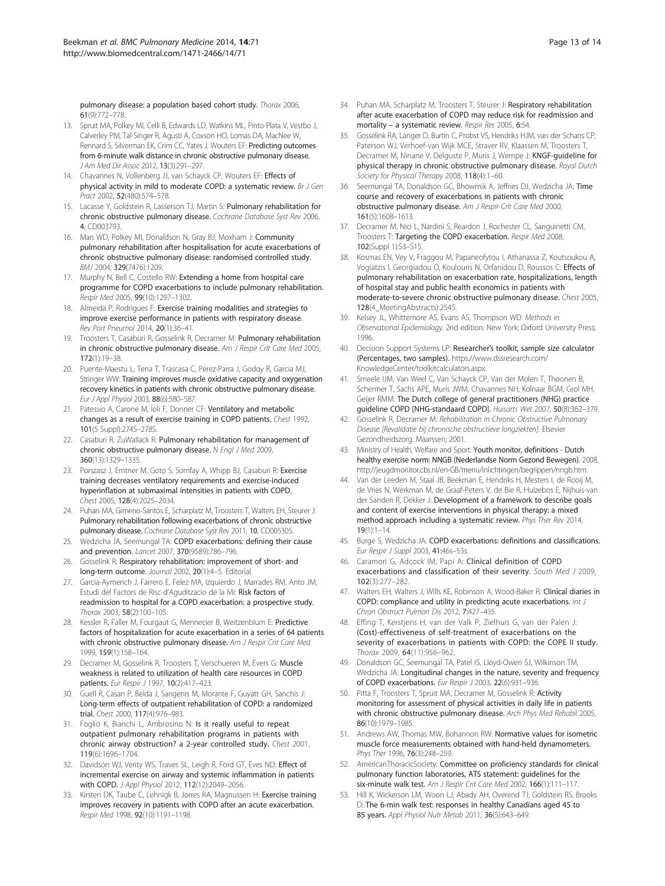pulmonary disease: a population based cohort study. *Thorax* 2006, **61**(9):772–778.

13. Spruit MA, Polkey MI, Celli B, Edwards LD, Watkins ML, Pinto-Plata V, Vestbo J, Calverley PM, Tal-Singer R, Agusti A, Coxson HO, Lomas DA, MacNee W, Rennard S, Silverman EK, Crim CC, Yates J, Wouters EF: **Predicting outcomes from 6-minute walk distance in chronic obstructive pulmonary disease.** *J Am Med Dir Assoc* 2012, **13**(3):291–297.
14. Chavannes N, Vollenberg JJ, van Schayck CP, Wouters EF: **Effects of physical activity in mild to moderate COPD: a systematic review.** *Br J Gen Pract* 2002, **52**(480):574–578.
15. Lacasse Y, Goldstein R, Lasserson TJ, Martin S: **Pulmonary rehabilitation for chronic obstructive pulmonary disease.** *Cochrane Database Syst Rev* 2006, **4**, CD003793.
16. Man WD, Polkey MI, Donaldson N, Gray BJ, Moxham J: **Community pulmonary rehabilitation after hospitalisation for acute exacerbations of chronic obstructive pulmonary disease: randomised controlled study.** *BMJ* 2004, **329**(7476):1209.
17. Murphy N, Bell C, Costello RW: **Extending a home from hospital care programme for COPD exacerbations to include pulmonary rehabilitation.** *Respir Med* 2005, **99**(10):1297–1302.
18. Almeida P, Rodrigues F: **Exercise training modalities and strategies to improve exercise performance in patients with respiratory disease.** *Rev Port Pneumol* 2014, **20**(1):36–41.
19. Troosters T, Casaburi R, Gosselink R, Decramer M: **Pulmonary rehabilitation in chronic obstructive pulmonary disease.** *Am J Respir Crit Care Med* 2005, **172**(1):19–38.
20. Puente-Maestu L, Tena T, Trascasa C, Perez-Parra J, Godoy R, Garcia MJ, Stringer WW: **Training improves muscle oxidative capacity and oxygenation recovery kinetics in patients with chronic obstructive pulmonary disease.** *Eur J Appl Physiol* 2003, **88**(6):580–587.
21. Patessio A, Carone M, Ioli F, Donner CF: **Ventilatory and metabolic changes as a result of exercise training in COPD patients.** *Chest* 1992, **101**(5 Suppl):274S–278S.
22. Casaburi R, ZuWallack R: **Pulmonary rehabilitation for management of chronic obstructive pulmonary disease.** *N Engl J Med* 2009, **360**(13):1329–1335.
23. Porszasz J, Emtner M, Goto S, Somfay A, Whipp BJ, Casaburi R: **Exercise training decreases ventilatory requirements and exercise-induced hyperinflation at submaximal intensities in patients with COPD.** *Chest* 2005, **128**(4):2025–2034.
24. Puhan MA, Gimeno-Santos E, Scharplatz M, Troosters T, Walters EH, Steurer J: **Pulmonary rehabilitation following exacerbations of chronic obstructive pulmonary disease.** *Cochrane Database Syst Rev* 2011, **10**, CD005305.
25. Wedzicha JA, Seemungal TA: **COPD exacerbations: defining their cause and prevention.** *Lancet* 2007, **370**(9589):786–796.
26. Gosselink R: **Respiratory rehabilitation: improvement of short- and long-term outcome.** *Journal* 2002, **20**(1):4–5. Editorial.
27. Garcia-Aymerich J, Farrero E, Felez MA, Izquierdo J, Marrades RM, Anto JM, Estudi del Factors de Risc d'Aguditzacio de la Mi: **Risk factors of readmission to hospital for a COPD exacerbation: a prospective study.** *Thorax* 2003, **58**(2):100–105.
28. Kessler R, Faller M, Fourgaut G, Mennecier B, Weitzenblum E: **Predictive factors of hospitalization for acute exacerbation in a series of 64 patients with chronic obstructive pulmonary disease.** *Am J Respir Crit Care Med* 1999, **159**(1):158–164.
29. Decramer M, Gosselink R, Troosters T, Verschueren M, Evers G: **Muscle weakness is related to utilization of health care resources in COPD patients.** *Eur Respir J* 1997, **10**(2):417–423.
30. Guell R, Casan P, Belda J, Sangenis M, Morante F, Guyatt GH, Sanchis J: **Long-term effects of outpatient rehabilitation of COPD: a randomized trial.** *Chest* 2000, **117**(4):976–983.
31. Foglio K, Bianchi L, Ambrosino N: **Is it really useful to repeat outpatient pulmonary rehabilitation programs in patients with chronic airway obstruction? a 2-year controlled study.** *Chest* 2001, **119**(6):1696–1704.
32. Davidson WJ, Verity WS, Traves SL, Leigh R, Ford GT, Eves ND: **Effect of incremental exercise on airway and systemic inflammation in patients with COPD.** *J Appl Physiol* 2012, **112**(12):2049–2056.
33. Kirsten DK, Taube C, Lehnigk B, Jorres RA, Magnussen H: **Exercise training improves recovery in patients with COPD after an acute exacerbation.** *Respir Med* 1998, **92**(10):1191–1198.
34. Puhan MA, Scharplatz M, Troosters T, Steurer J: **Respiratory rehabilitation after acute exacerbation of COPD may reduce risk for readmission and mortality – a systematic review.** *Respir Res* 2005, **6**:54.
35. Gosselink RA, Langer D, Burtin C, Probst VS, Hendriks HJM, van der Schans CP, Paterson WJ, Verhoef-van Wijk MCE, Straver RV, Klaassen M, Troosters T, Decramer M, Ninane V, Delguste P, Muris J, Wempe J: **KNGF-guideline for physical therapy in chronic obstructive pulmonary disease.** *Royal Dutch Society for Physical Therapy* 2008, **118**(4):1–60.
36. Seemungal TA, Donaldson GC, Bhowmik A, Jeffries DJ, Wedzicha JA: **Time course and recovery of exacerbations in patients with chronic obstructive pulmonary disease.** *Am J Respir Crit Care Med* 2000, **161**(5):1608–1613.
37. Decramer M, Nici L, Nardini S, Reardon J, Rochester CL, Sanguinetti CM, Troosters T: **Targeting the COPD exacerbation.** *Respir Med* 2008, **102**(Suppl 1):S3–S15.
38. Kosmas EN, Vey V, Fraggou M, Papaneofytou I, Athanassa Z, Koutsoukou A, Vogiatzis I, Georgiadou O, Koulouris N, Orfanidou D, Roussos C: **Effects of pulmonary rehabilitation on exacerbation rate, hospitalizations, length of hospital stay and public health economics in patients with moderate-to-severe chronic obstructive pulmonary disease.** *Chest* 2005, **128**(4_MeetingAbstracts):254S.
39. Kelsey JL, Whittemore AS, Evans AS, Thompson WD: *Methods in Observational Epidemiology.* 2nd edition. New York: Oxford University Press; 1996.
40. Decision Support Systems LP: **Researcher's toolkit, sample size calculator (Percentages, two samples).** https://www.dssresearch.com/KnowledgeCenter/toolkitcalculators.aspx.
41. Smeele IJM, Van Weel C, Van Schayck CP, Van der Molen T, Thoonen B, Schermer T, Sachs APE, Muris JWM, Chavannes NH, Kolnaar BGM, Grol MH, Geijer RMM: **The Dutch college of general practitioners (NHG) practice guideline COPD [NHG-standaard COPD].** *Huisarts Wet* 2007, **50**(8):362–379.
42. Gosselink R, Decramer M: *Rehabilitation in Chronic Obstructive Pulmonary Disease [Revalidatie bij chronische obstructieve longziekten].* Elsevier Gezondheidszorg: Maarssen; 2001.
43. Ministry of Health, Welfare and Sport: **Youth monitor, definitions - Dutch healthy exercise norm: NNGB (Nederlandse Norm Gezond Bewegen).** 2008. http://jeugdmonitor.cbs.nl/en-GB/menu/inlichtingen/begrippen/nngb.htm.
44. Van der Leeden M, Staal JB, Beekman E, Hendriks H, Mesters I, de Rooij M, de Vries N, Werkman M, de Graaf-Peters V, de Bie R, Hulzebos E, Nijhuis-van der Sanden R, Dekker J: **Development of a framework to describe goals and content of exercise interventions in physical therapy: a mixed method approach including a systematic review.** *Phys Ther Rev* 2014, **19**(1):1–14.
45. Burge S, Wedzicha JA: **COPD exacerbations: definitions and classifications.** *Eur Respir J Suppl* 2003, **41**:46s–53s.
46. Caramori G, Adcock IM, Papi A: **Clinical definition of COPD exacerbations and classification of their severity.** *South Med J* 2009, **102**(3):277–282.
47. Walters EH, Walters J, Wills KE, Robinson A, Wood-Baker R: **Clinical diaries in COPD: compliance and utility in predicting acute exacerbations.** *Int J Chron Obstruct Pulmon Dis* 2012, **7**:427–435.
48. Effing T, Kerstjens H, van der Valk P, Zielhuis G, van der Palen J: **(Cost)-effectiveness of self-treatment of exacerbations on the severity of exacerbations in patients with COPD: the COPE II study.** *Thorax* 2009, **64**(11):956–962.
49. Donaldson GC, Seemungal TA, Patel IS, Lloyd-Owen SJ, Wilkinson TM, Wedzicha JA: **Longitudinal changes in the nature, severity and frequency of COPD exacerbations.** *Eur Respir J* 2003, **22**(6):931–936.
50. Pitta F, Troosters T, Spruit MA, Decramer M, Gosselink R: **Activity monitoring for assessment of physical activities in daily life in patients with chronic obstructive pulmonary disease.** *Arch Phys Med Rehabil* 2005, **86**(10):1979–1985.
51. Andrews AW, Thomas MW, Bohannon RW: **Normative values for isometric muscle force measurements obtained with hand-held dynamometers.** *Phys Ther* 1996, **76**(3):248–259.
52. AmericanThoracicSociety: **Committee on proficiency standards for clinical pulmonary function laboratories, ATS statement: guidelines for the six-minute walk test.** *Am J Respir Crit Care Med* 2002, **166**(1):111–117.
53. Hill K, Wickerson LM, Woon LJ, Abady AH, Overend TJ, Goldstein RS, Brooks D: **The 6-min walk test: responses in healthy Canadians aged 45 to 85 years.** *Appl Physiol Nutr Metab* 2011, **36**(5):643–649.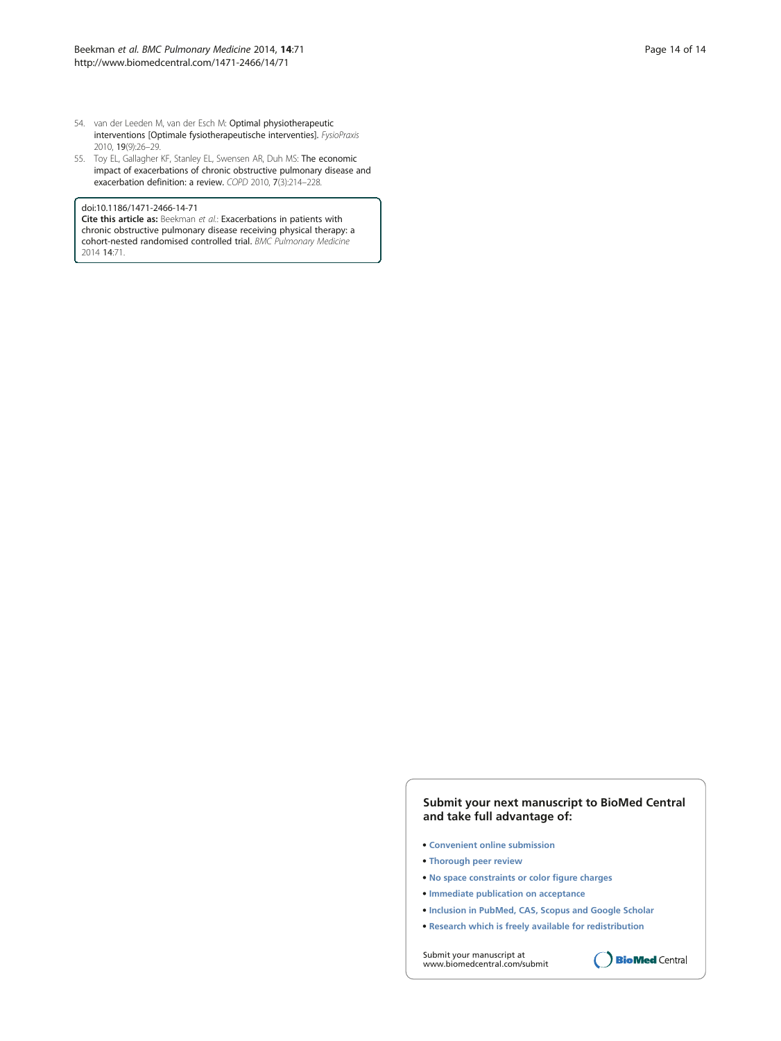54. van der Leeden M, van der Esch M: **Optimal physiotherapeutic interventions [Optimale fysiotherapeutische interventies].** *FysioPraxis* 2010, **19**(9):26–29.
55. Toy EL, Gallagher KF, Stanley EL, Swensen AR, Duh MS: **The economic impact of exacerbations of chronic obstructive pulmonary disease and exacerbation definition: a review.** *COPD* 2010, **7**(3):214–228.

doi:10.1186/1471-2466-14-71
**Cite this article as:** Beekman *et al.*: **Exacerbations in patients with chronic obstructive pulmonary disease receiving physical therapy: a cohort-nested randomised controlled trial.** *BMC Pulmonary Medicine* 2014 **14**:71.

**Submit your next manuscript to BioMed Central and take full advantage of:**

- **Convenient online submission**
- **Thorough peer review**
- **No space constraints or color figure charges**
- **Immediate publication on acceptance**
- **Inclusion in PubMed, CAS, Scopus and Google Scholar**
- **Research which is freely available for redistribution**

Submit your manuscript at
www.biomedcentral.com/submit

BioMed Central